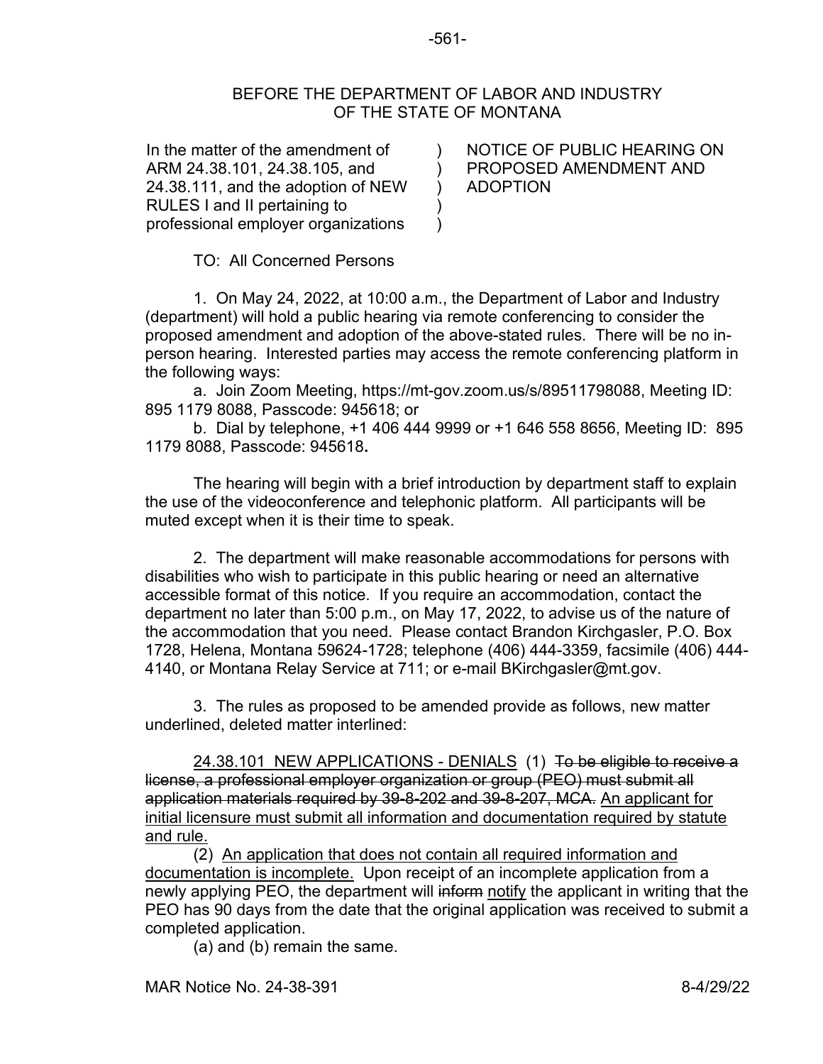BEFORE THE DEPARTMENT OF LABOR AND INDUSTRY
OF THE STATE OF MONTANA

| | | |
|---|---|---|
| In the matter of the amendment of ARM 24.38.101, 24.38.105, and 24.38.111, and the adoption of NEW RULES I and II pertaining to professional employer organizations | ) ) ) ) ) | NOTICE OF PUBLIC HEARING ON PROPOSED AMENDMENT AND ADOPTION |

TO: All Concerned Persons

1. On May 24, 2022, at 10:00 a.m., the Department of Labor and Industry (department) will hold a public hearing via remote conferencing to consider the proposed amendment and adoption of the above-stated rules. There will be no in-person hearing. Interested parties may access the remote conferencing platform in the following ways:

a. Join Zoom Meeting, https://mt-gov.zoom.us/s/89511798088, Meeting ID: 895 1179 8088, Passcode: 945618; or

b. Dial by telephone, +1 406 444 9999 or +1 646 558 8656, Meeting ID: 895 1179 8088, Passcode: 945618**.**

The hearing will begin with a brief introduction by department staff to explain the use of the videoconference and telephonic platform. All participants will be muted except when it is their time to speak.

2. The department will make reasonable accommodations for persons with disabilities who wish to participate in this public hearing or need an alternative accessible format of this notice. If you require an accommodation, contact the department no later than 5:00 p.m., on May 17, 2022, to advise us of the nature of the accommodation that you need. Please contact Brandon Kirchgasler, P.O. Box 1728, Helena, Montana 59624-1728; telephone (406) 444-3359, facsimile (406) 444-4140, or Montana Relay Service at 711; or e-mail BKirchgasler@mt.gov.

3. The rules as proposed to be amended provide as follows, new matter underlined, deleted matter interlined:

<u>24.38.101 NEW APPLICATIONS - DENIALS</u> (1) ~~To be eligible to receive a license, a professional employer organization or group (PEO) must submit all application materials required by 39-8-202 and 39-8-207, MCA.~~ <u>An applicant for initial licensure must submit all information and documentation required by statute and rule.</u>

(2) <u>An application that does not contain all required information and documentation is incomplete.</u> Upon receipt of an incomplete application from a newly applying PEO, the department will ~~inform~~ <u>notify</u> the applicant in writing that the PEO has 90 days from the date that the original application was received to submit a completed application.

(a) and (b) remain the same.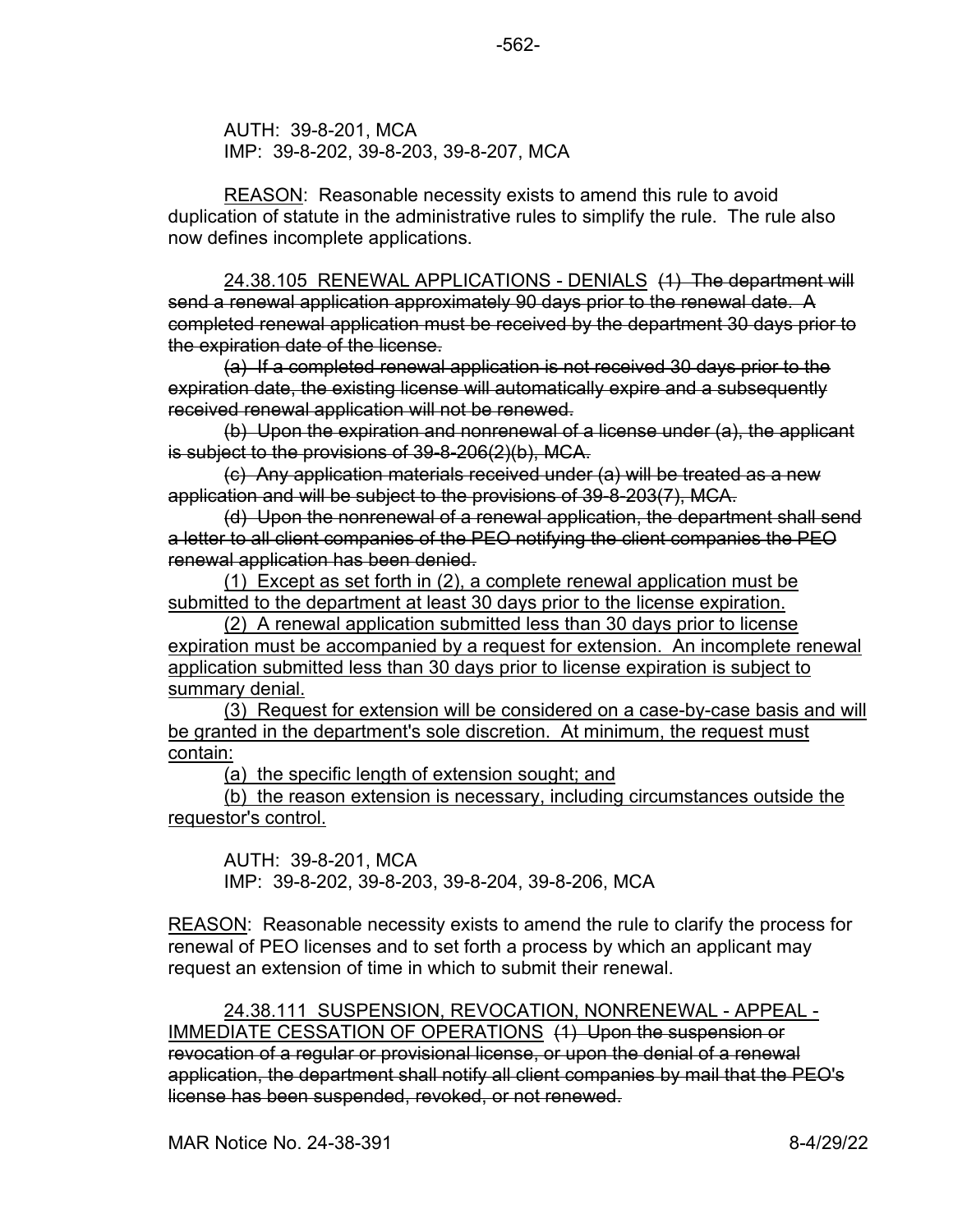AUTH: 39-8-201, MCA
IMP: 39-8-202, 39-8-203, 39-8-207, MCA

<u>REASON</u>: Reasonable necessity exists to amend this rule to avoid duplication of statute in the administrative rules to simplify the rule. The rule also now defines incomplete applications.

<u>24.38.105 RENEWAL APPLICATIONS - DENIALS</u> ~~(1) The department will send a renewal application approximately 90 days prior to the renewal date. A completed renewal application must be received by the department 30 days prior to the expiration date of the license.~~

~~(a) If a completed renewal application is not received 30 days prior to the expiration date, the existing license will automatically expire and a subsequently received renewal application will not be renewed.~~

~~(b) Upon the expiration and nonrenewal of a license under (a), the applicant is subject to the provisions of 39-8-206(2)(b), MCA.~~

~~(c) Any application materials received under (a) will be treated as a new application and will be subject to the provisions of 39-8-203(7), MCA.~~

~~(d) Upon the nonrenewal of a renewal application, the department shall send a letter to all client companies of the PEO notifying the client companies the PEO renewal application has been denied.~~

<u>(1) Except as set forth in (2), a complete renewal application must be submitted to the department at least 30 days prior to the license expiration.</u>

<u>(2) A renewal application submitted less than 30 days prior to license expiration must be accompanied by a request for extension. An incomplete renewal application submitted less than 30 days prior to license expiration is subject to summary denial.</u>

<u>(3) Request for extension will be considered on a case-by-case basis and will be granted in the department's sole discretion. At minimum, the request must contain:</u>

<u>(a) the specific length of extension sought; and</u>

<u>(b) the reason extension is necessary, including circumstances outside the requestor's control.</u>

AUTH: 39-8-201, MCA
IMP: 39-8-202, 39-8-203, 39-8-204, 39-8-206, MCA

<u>REASON</u>: Reasonable necessity exists to amend the rule to clarify the process for renewal of PEO licenses and to set forth a process by which an applicant may request an extension of time in which to submit their renewal.

<u>24.38.111 SUSPENSION, REVOCATION, NONRENEWAL - APPEAL - IMMEDIATE CESSATION OF OPERATIONS</u> ~~(1) Upon the suspension or revocation of a regular or provisional license, or upon the denial of a renewal application, the department shall notify all client companies by mail that the PEO's license has been suspended, revoked, or not renewed.~~

MAR Notice No. 24-38-391 8-4/29/22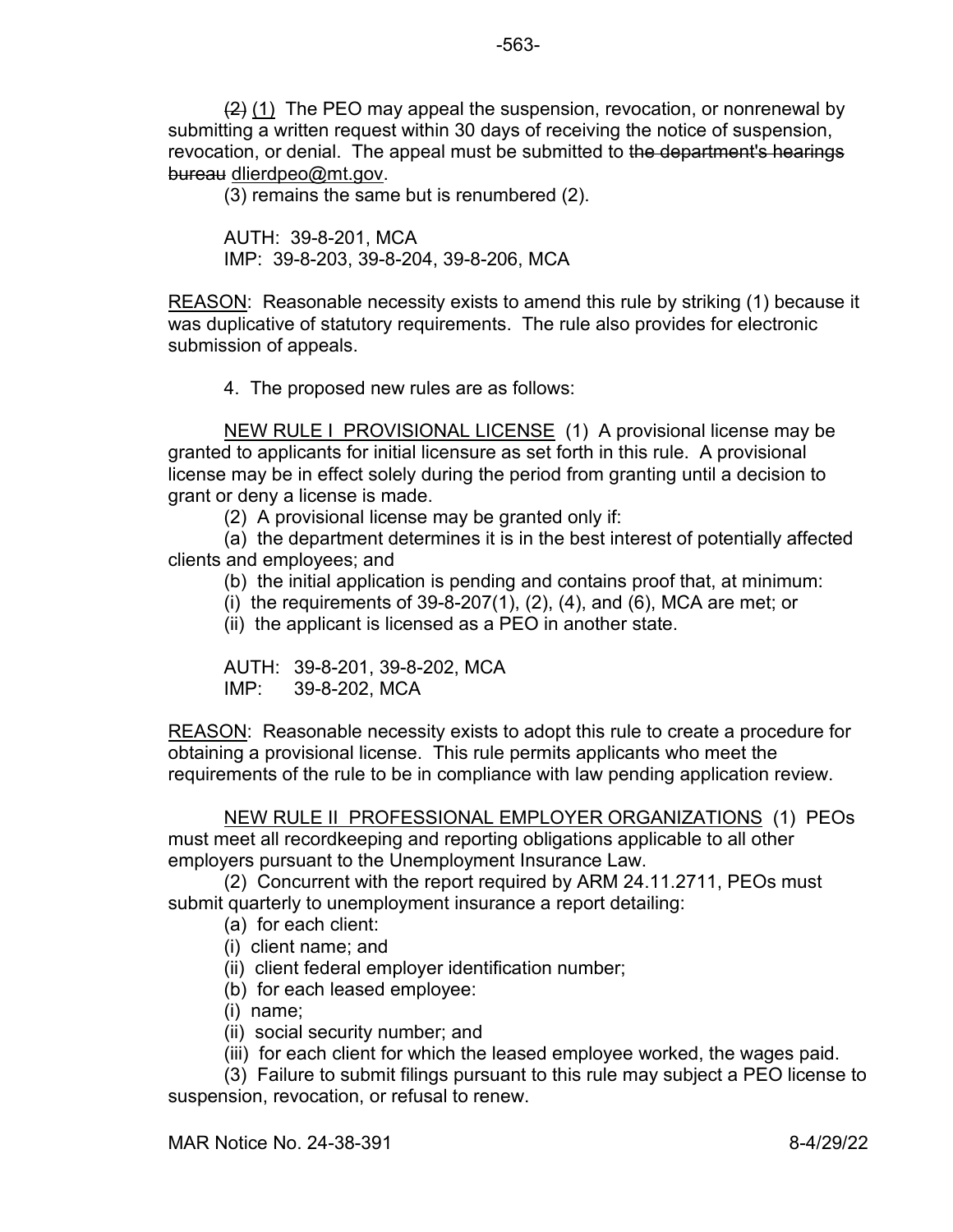~~(2)~~ <u>(1)</u> The PEO may appeal the suspension, revocation, or nonrenewal by submitting a written request within 30 days of receiving the notice of suspension, revocation, or denial. The appeal must be submitted to ~~the department's hearings bureau~~ <u>dlierdpeo@mt.gov</u>.

(3) remains the same but is renumbered (2).

AUTH: 39-8-201, MCA
IMP: 39-8-203, 39-8-204, 39-8-206, MCA

<u>REASON</u>: Reasonable necessity exists to amend this rule by striking (1) because it was duplicative of statutory requirements. The rule also provides for electronic submission of appeals.

4. The proposed new rules are as follows:

<u>NEW RULE I PROVISIONAL LICENSE</u> (1) A provisional license may be granted to applicants for initial licensure as set forth in this rule. A provisional license may be in effect solely during the period from granting until a decision to grant or deny a license is made.

(2) A provisional license may be granted only if:

(a) the department determines it is in the best interest of potentially affected clients and employees; and

(b) the initial application is pending and contains proof that, at minimum:

(i) the requirements of 39-8-207(1), (2), (4), and (6), MCA are met; or

(ii) the applicant is licensed as a PEO in another state.

AUTH: 39-8-201, 39-8-202, MCA
IMP: 39-8-202, MCA

<u>REASON</u>: Reasonable necessity exists to adopt this rule to create a procedure for obtaining a provisional license. This rule permits applicants who meet the requirements of the rule to be in compliance with law pending application review.

<u>NEW RULE II PROFESSIONAL EMPLOYER ORGANIZATIONS</u> (1) PEOs must meet all recordkeeping and reporting obligations applicable to all other employers pursuant to the Unemployment Insurance Law.

(2) Concurrent with the report required by ARM 24.11.2711, PEOs must submit quarterly to unemployment insurance a report detailing:

(a) for each client:

(i) client name; and

(ii) client federal employer identification number;

(b) for each leased employee:

(i) name;

(ii) social security number; and

(iii) for each client for which the leased employee worked, the wages paid.

(3) Failure to submit filings pursuant to this rule may subject a PEO license to suspension, revocation, or refusal to renew.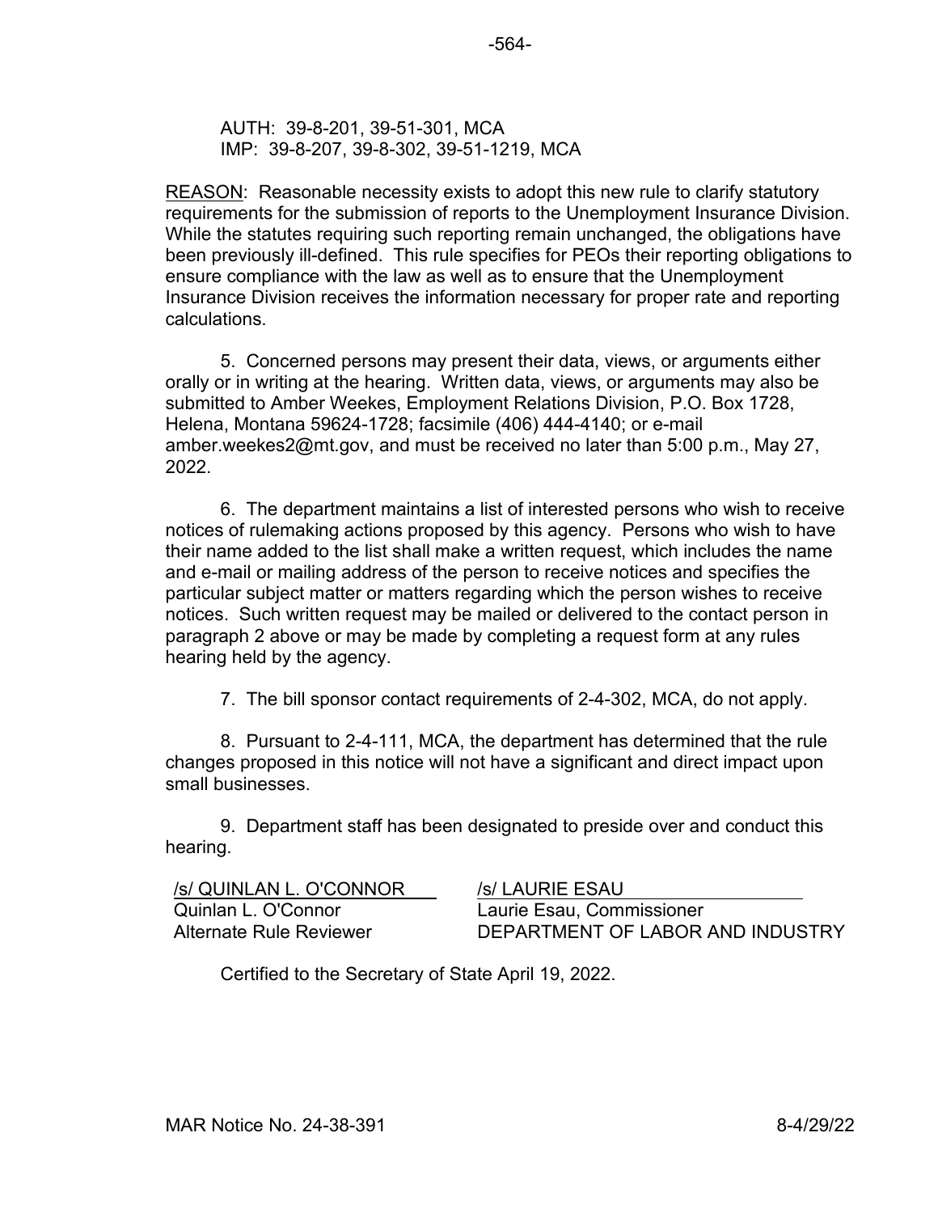AUTH: 39-8-201, 39-51-301, MCA
IMP: 39-8-207, 39-8-302, 39-51-1219, MCA

REASON: Reasonable necessity exists to adopt this new rule to clarify statutory requirements for the submission of reports to the Unemployment Insurance Division. While the statutes requiring such reporting remain unchanged, the obligations have been previously ill-defined. This rule specifies for PEOs their reporting obligations to ensure compliance with the law as well as to ensure that the Unemployment Insurance Division receives the information necessary for proper rate and reporting calculations.

5. Concerned persons may present their data, views, or arguments either orally or in writing at the hearing. Written data, views, or arguments may also be submitted to Amber Weekes, Employment Relations Division, P.O. Box 1728, Helena, Montana 59624-1728; facsimile (406) 444-4140; or e-mail amber.weekes2@mt.gov, and must be received no later than 5:00 p.m., May 27, 2022.

6. The department maintains a list of interested persons who wish to receive notices of rulemaking actions proposed by this agency. Persons who wish to have their name added to the list shall make a written request, which includes the name and e-mail or mailing address of the person to receive notices and specifies the particular subject matter or matters regarding which the person wishes to receive notices. Such written request may be mailed or delivered to the contact person in paragraph 2 above or may be made by completing a request form at any rules hearing held by the agency.

7. The bill sponsor contact requirements of 2-4-302, MCA, do not apply.

8. Pursuant to 2-4-111, MCA, the department has determined that the rule changes proposed in this notice will not have a significant and direct impact upon small businesses.

9. Department staff has been designated to preside over and conduct this hearing.

| | |
|---|---|
| /s/ QUINLAN L. O'CONNOR | /s/ LAURIE ESAU |
| Quinlan L. O'Connor | Laurie Esau, Commissioner |
| Alternate Rule Reviewer | DEPARTMENT OF LABOR AND INDUSTRY |

Certified to the Secretary of State April 19, 2022.

MAR Notice No. 24-38-391